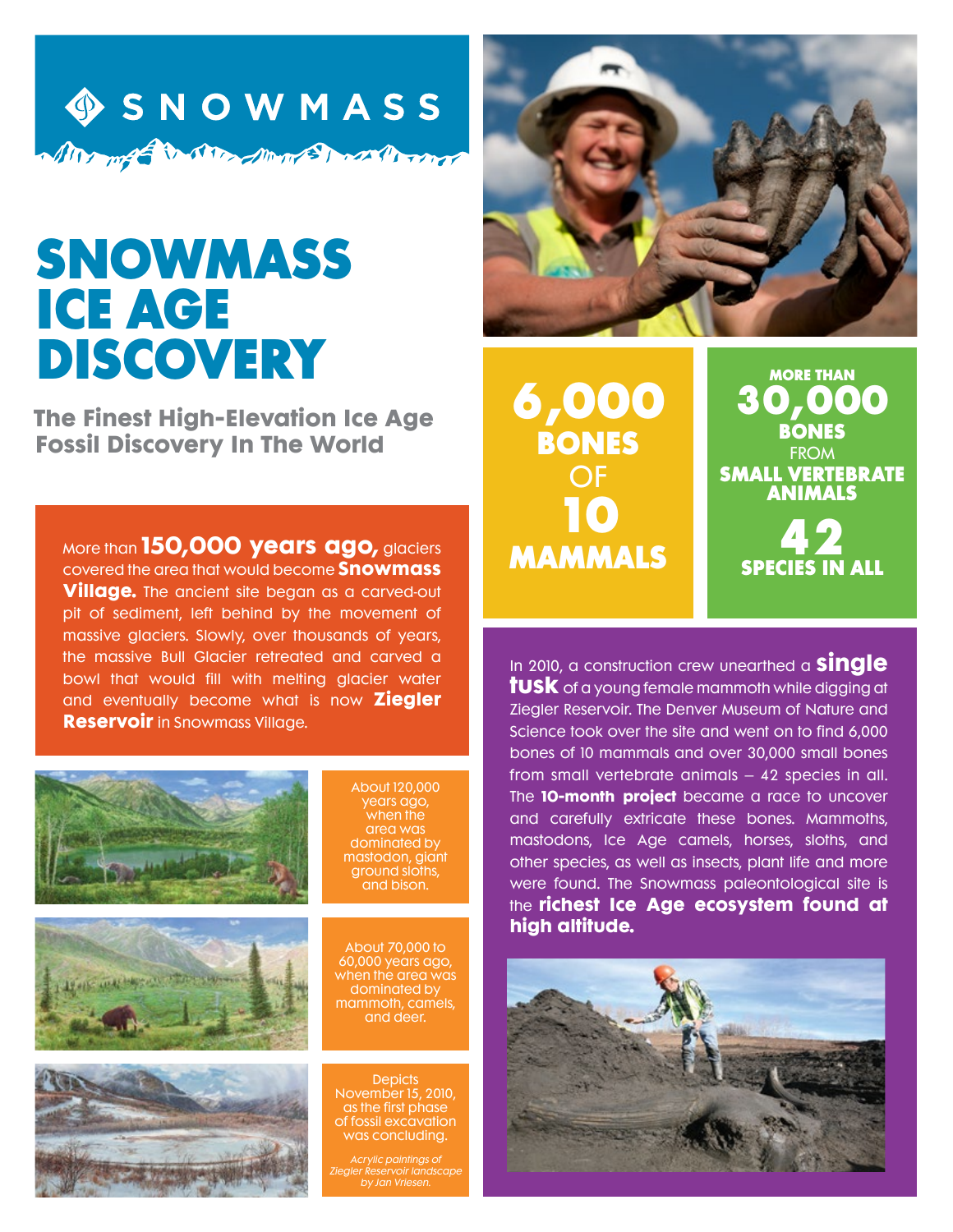SNOWMASS

# SNOWMASS ICE AGE DISCOVERY

## The Finest High-Elevation Ice Age Fossil Discovery In The World

More than **150,000 years ago,** glaciers covered the area that would become **Snowmass Village.** The ancient site began as a carved-out pit of sediment, left behind by the movement of massive glaciers. Slowly, over thousands of years, the massive Bull Glacier retreated and carved a bowl that would fill with melting glacier water and eventually become what is now **Ziegler Reservoir** in Snowmass Village.

About 120,000 years ago, when the area was dominated by mastodon, giant ground sloths, and bison.

About 70,000 to 60,000 years ago, when the area was dominated by mammoth, camels, and deer.

Depicts November 15, 2010, as the first phase of fossil excavation was concluding.

*Acrylic paintings of Ziegler Reservoir landscape by Jan Vriesen.*

**6,000 BONES** OF **10 MAMMALS**

**MORE THAN 30,000 BONES** FROM **SMALL VERTEBRATE ANIMALS**

**42 SPECIES IN ALL**

In 2010, a construction crew unearthed a **single tusk** of a young female mammoth while digging at Ziegler Reservoir. The Denver Museum of Nature and Science took over the site and went on to find 6,000 bones of 10 mammals and over 30,000 small bones from small vertebrate animals – 42 species in all. The **10-month project** became a race to uncover and carefully extricate these bones. Mammoths, mastodons, Ice Age camels, horses, sloths, and other species, as well as insects, plant life and more were found. The Snowmass paleontological site is the **richest Ice Age ecosystem found at high altitude.**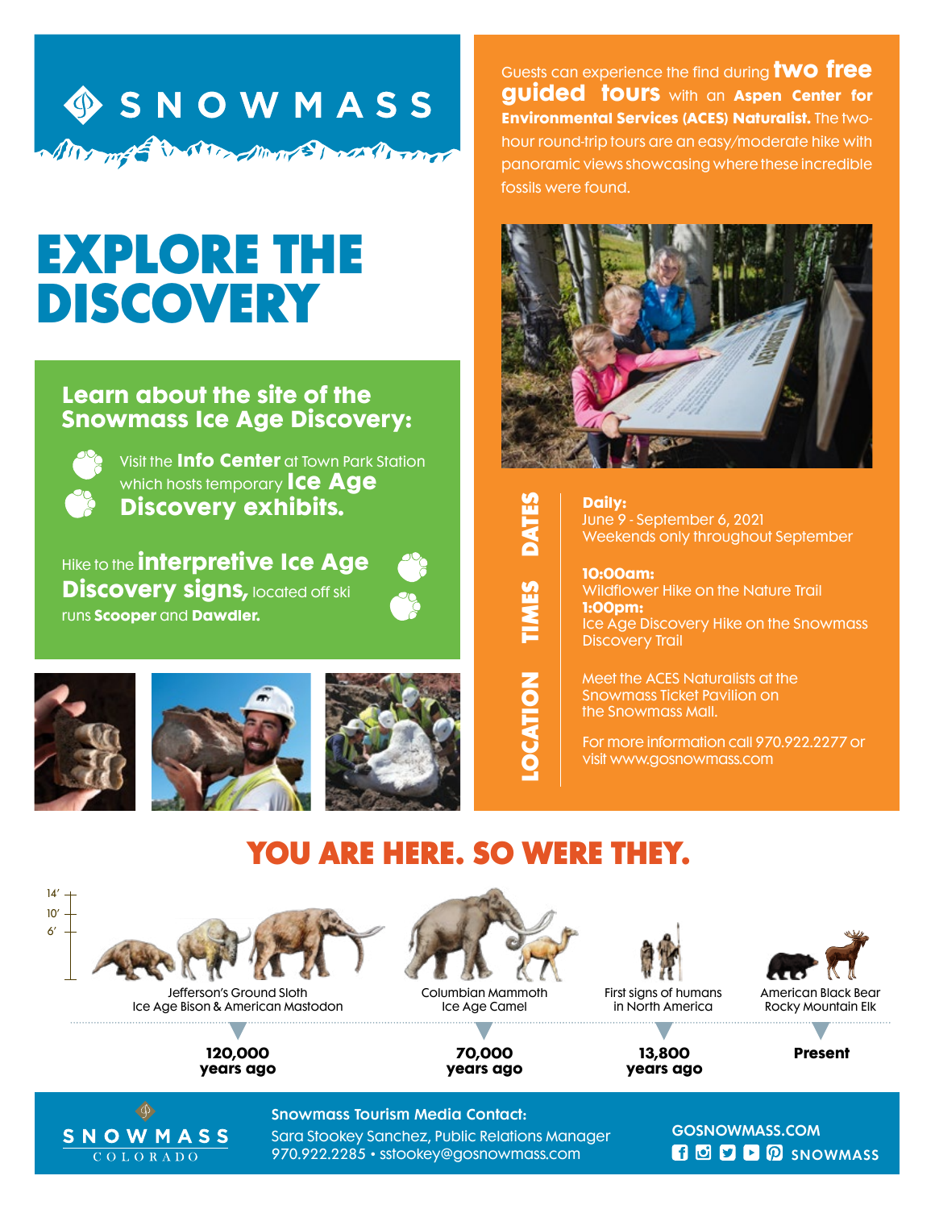# SNOWMASS

# EXPLORE THE DISCOVERY

## Learn about the site of the Snowmass Ice Age Discovery:

Visit the **Info Center** at Town Park Station which hosts temporary **Ice Age Discovery exhibits.**

Hike to the **interpretive Ice Age Discovery signs,** located off ski runs **Scooper** and **Dawdler.**

Guests can experience the find during **two free guided tours** with an **Aspen Center for Environmental Services (ACES) Naturalist.** The two-hour round-trip tours are an easy/moderate hike with panoramic views showcasing where these incredible fossils were found.

**DATES**

**Daily:**
June 9 - September 6, 2021
Weekends only throughout September

**TIMES**

**10:00am:**
Wildflower Hike on the Nature Trail
**1:00pm:**
Ice Age Discovery Hike on the Snowmass Discovery Trail

**LOCATION**

Meet the ACES Naturalists at the Snowmass Ticket Pavilion on the Snowmass Mall.

For more information call 970.922.2277 or visit www.gosnowmass.com

## YOU ARE HERE. SO WERE THEY.

14'
10'
6'

Jefferson's Ground Sloth
Ice Age Bison & American Mastodon
**120,000 years ago**

Columbian Mammoth
Ice Age Camel
**70,000 years ago**

First signs of humans in North America
**13,800 years ago**

American Black Bear
Rocky Mountain Elk
**Present**

SNOWMASS COLORADO

**Snowmass Tourism Media Contact:**
Sara Stookey Sanchez, Public Relations Manager
970.922.2285 • sstookey@gosnowmass.com

**GOSNOWMASS.COM**
SNOWMASS